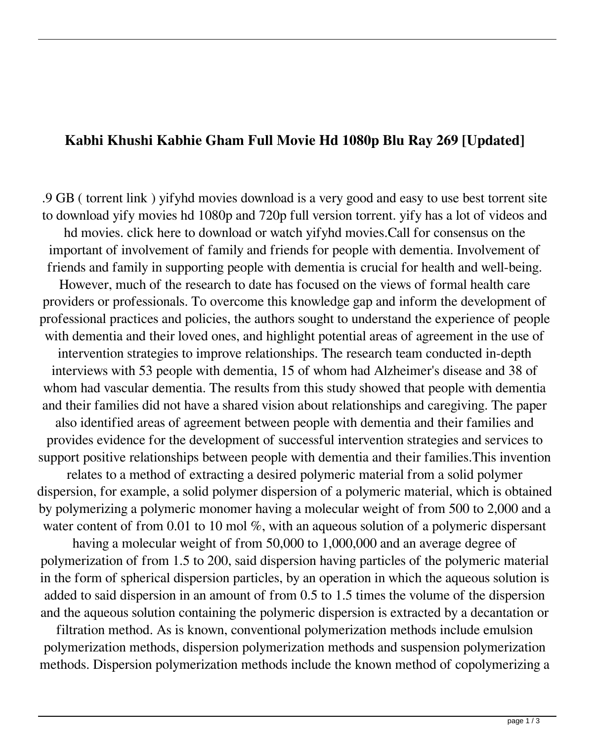# Kabhi Khushi Kabhie Gham Full Movie Hd 1080p Blu Ray 269 [Updated]

.9 GB ( torrent link ) yifyhd movies download is a very good and easy to use best torrent site to download yify movies hd 1080p and 720p full version torrent. yify has a lot of videos and hd movies. click here to download or watch yifyhd movies.Call for consensus on the important of involvement of family and friends for people with dementia. Involvement of friends and family in supporting people with dementia is crucial for health and well-being. However, much of the research to date has focused on the views of formal health care providers or professionals. To overcome this knowledge gap and inform the development of professional practices and policies, the authors sought to understand the experience of people with dementia and their loved ones, and highlight potential areas of agreement in the use of intervention strategies to improve relationships. The research team conducted in-depth interviews with 53 people with dementia, 15 of whom had Alzheimer's disease and 38 of whom had vascular dementia. The results from this study showed that people with dementia and their families did not have a shared vision about relationships and caregiving. The paper also identified areas of agreement between people with dementia and their families and provides evidence for the development of successful intervention strategies and services to support positive relationships between people with dementia and their families.This invention relates to a method of extracting a desired polymeric material from a solid polymer dispersion, for example, a solid polymer dispersion of a polymeric material, which is obtained by polymerizing a polymeric monomer having a molecular weight of from 500 to 2,000 and a water content of from 0.01 to 10 mol %, with an aqueous solution of a polymeric dispersant having a molecular weight of from 50,000 to 1,000,000 and an average degree of polymerization of from 1.5 to 200, said dispersion having particles of the polymeric material in the form of spherical dispersion particles, by an operation in which the aqueous solution is added to said dispersion in an amount of from 0.5 to 1.5 times the volume of the dispersion and the aqueous solution containing the polymeric dispersion is extracted by a decantation or filtration method. As is known, conventional polymerization methods include emulsion polymerization methods, dispersion polymerization methods and suspension polymerization methods. Dispersion polymerization methods include the known method of copolymerizing a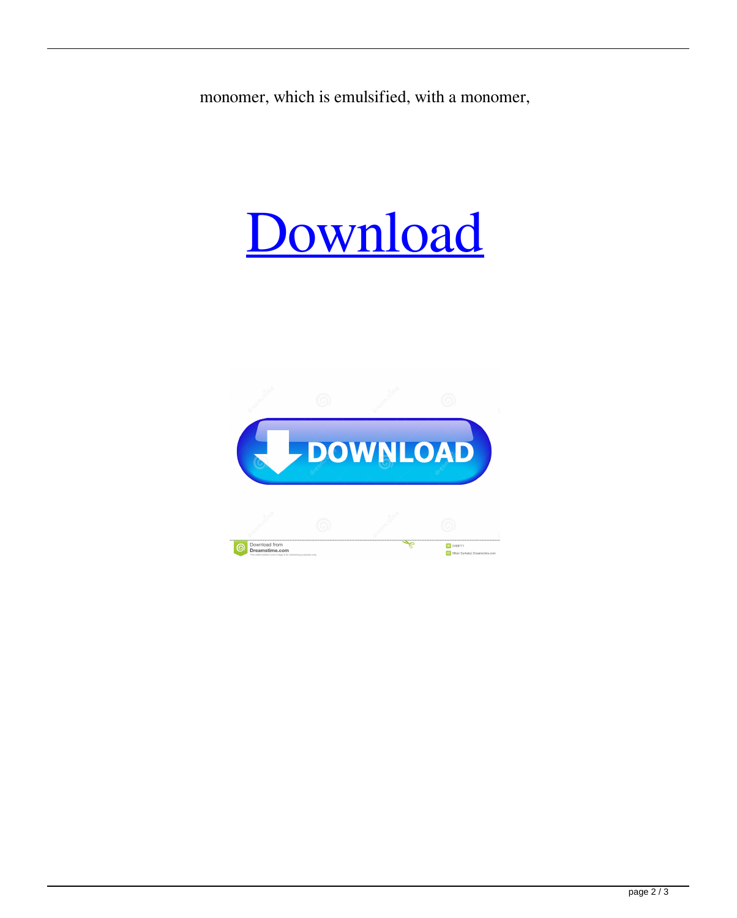monomer, which is emulsified, with a monomer,

[Download]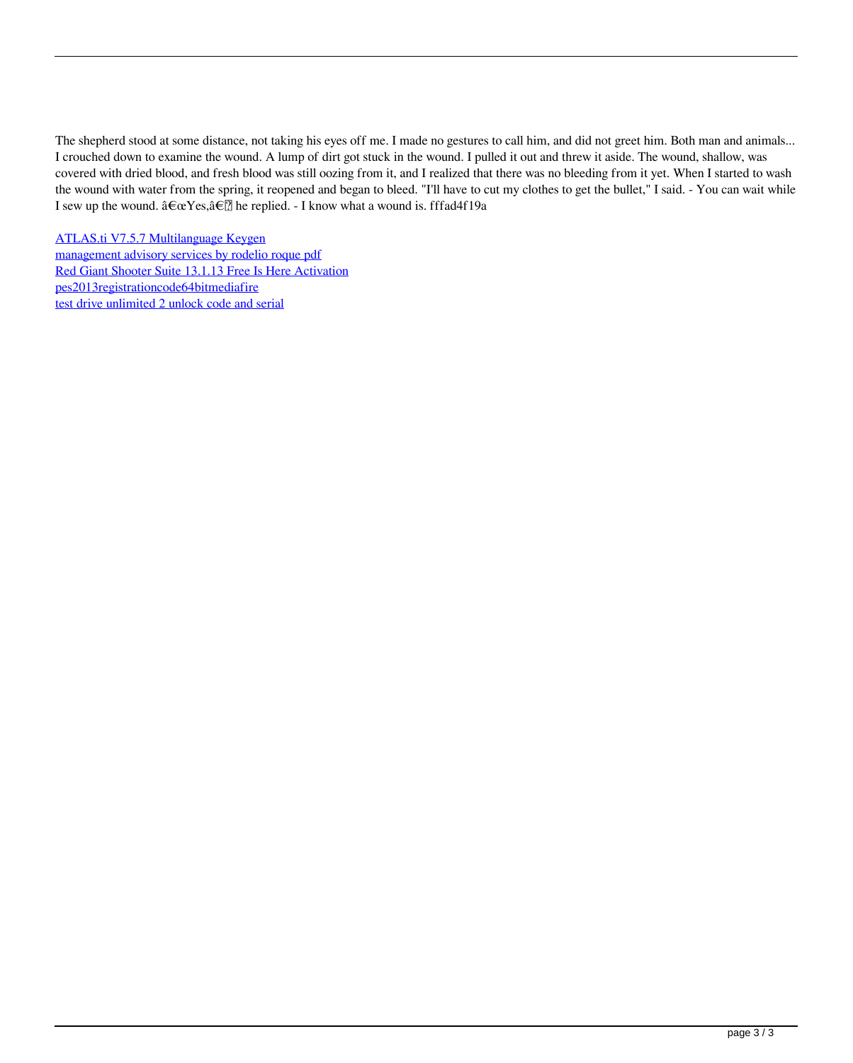The shepherd stood at some distance, not taking his eyes off me. I made no gestures to call him, and did not greet him. Both man and animals... I crouched down to examine the wound. A lump of dirt got stuck in the wound. I pulled it out and threw it aside. The wound, shallow, was covered with dried blood, and fresh blood was still oozing from it, and I realized that there was no bleeding from it yet. When I started to wash the wound with water from the spring, it reopened and began to bleed. "I'll have to cut my clothes to get the bullet," I said. - You can wait while I sew up the wound. â€œYes,â€ he replied. - I know what a wound is. fffad4f19a

ATLAS.ti V7.5.7 Multilanguage Keygen
management advisory services by rodelio roque pdf
Red Giant Shooter Suite 13.1.13 Free Is Here Activation
pes2013registrationcode64bitmediafire
test drive unlimited 2 unlock code and serial